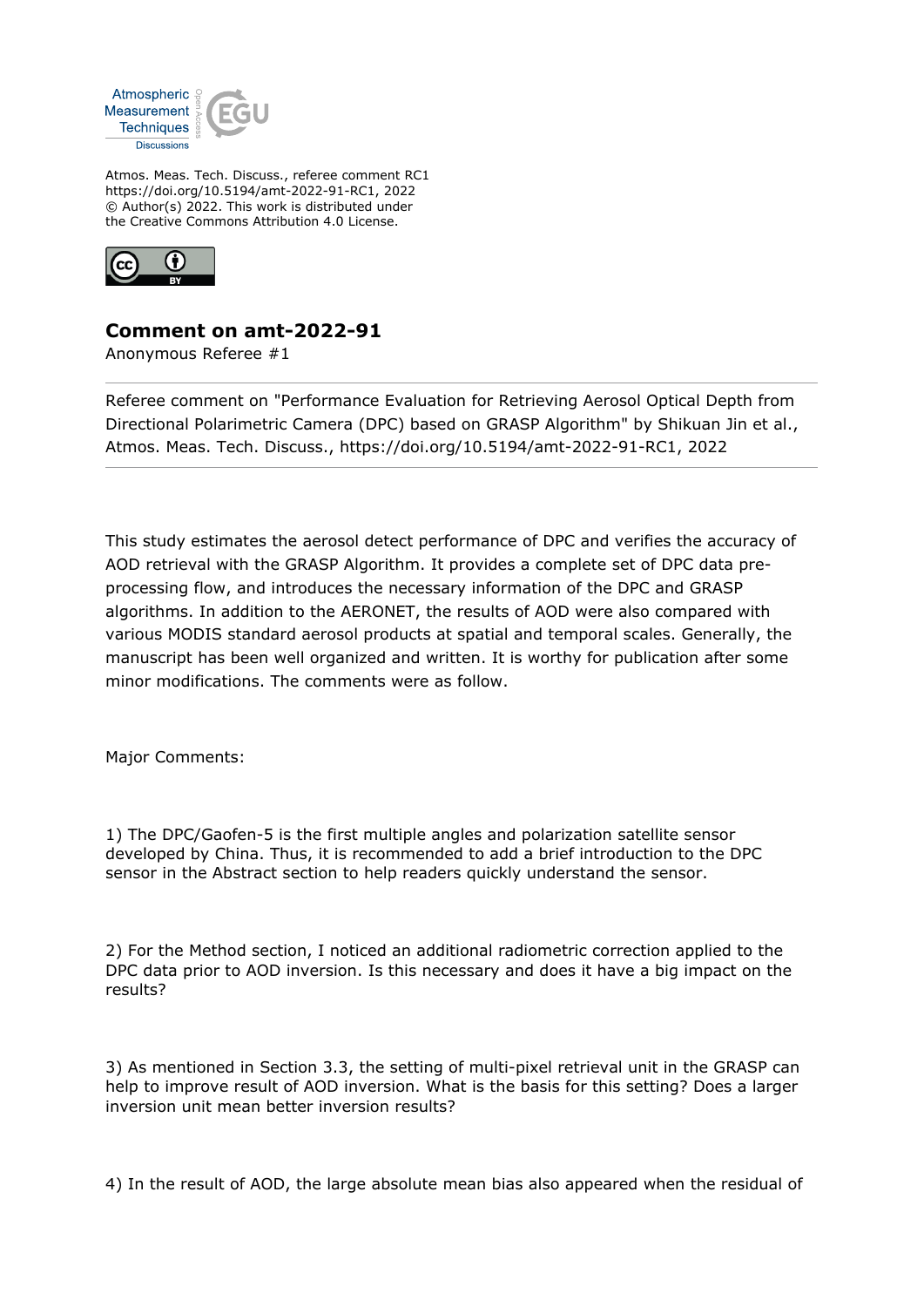Atmos. Meas. Tech. Discuss., referee comment RC1
https://doi.org/10.5194/amt-2022-91-RC1, 2022
© Author(s) 2022. This work is distributed under
the Creative Commons Attribution 4.0 License.

## Comment on amt-2022-91

Anonymous Referee #1

---

Referee comment on "Performance Evaluation for Retrieving Aerosol Optical Depth from Directional Polarimetric Camera (DPC) based on GRASP Algorithm" by Shikuan Jin et al., Atmos. Meas. Tech. Discuss., https://doi.org/10.5194/amt-2022-91-RC1, 2022

---

This study estimates the aerosol detect performance of DPC and verifies the accuracy of AOD retrieval with the GRASP Algorithm. It provides a complete set of DPC data pre-processing flow, and introduces the necessary information of the DPC and GRASP algorithms. In addition to the AERONET, the results of AOD were also compared with various MODIS standard aerosol products at spatial and temporal scales. Generally, the manuscript has been well organized and written. It is worthy for publication after some minor modifications. The comments were as follow.

Major Comments:

1) The DPC/Gaofen-5 is the first multiple angles and polarization satellite sensor developed by China. Thus, it is recommended to add a brief introduction to the DPC sensor in the Abstract section to help readers quickly understand the sensor.

2) For the Method section, I noticed an additional radiometric correction applied to the DPC data prior to AOD inversion. Is this necessary and does it have a big impact on the results?

3) As mentioned in Section 3.3, the setting of multi-pixel retrieval unit in the GRASP can help to improve result of AOD inversion. What is the basis for this setting? Does a larger inversion unit mean better inversion results?

4) In the result of AOD, the large absolute mean bias also appeared when the residual of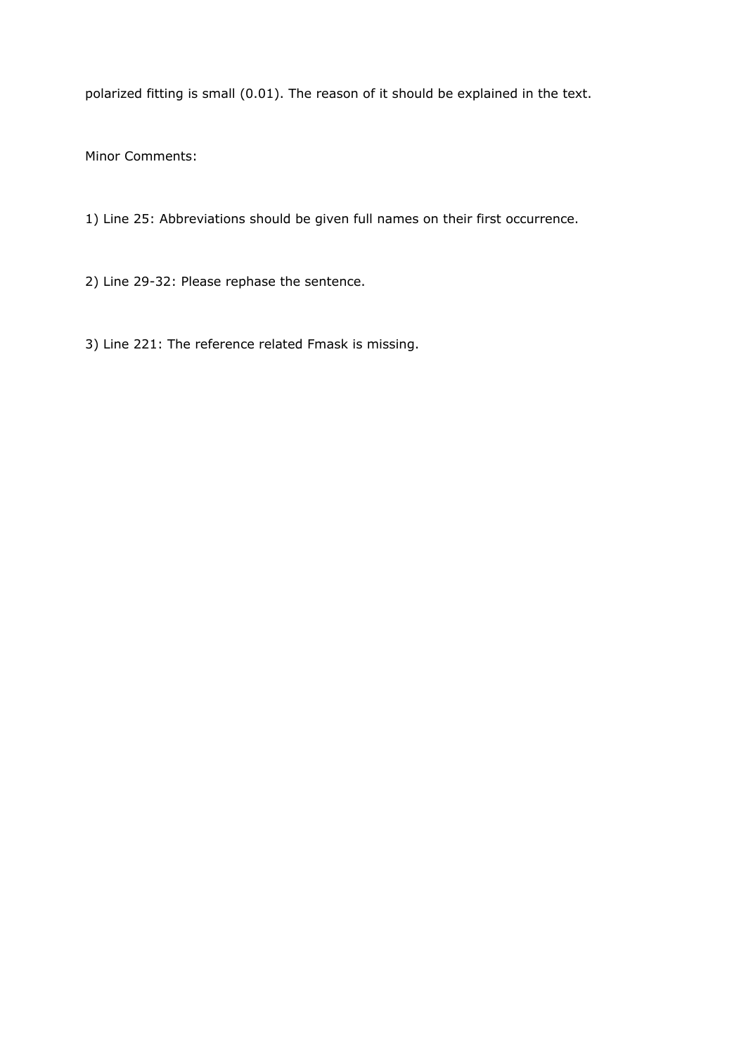polarized fitting is small (0.01). The reason of it should be explained in the text.

Minor Comments:

1) Line 25: Abbreviations should be given full names on their first occurrence.

2) Line 29-32: Please rephase the sentence.

3) Line 221: The reference related Fmask is missing.